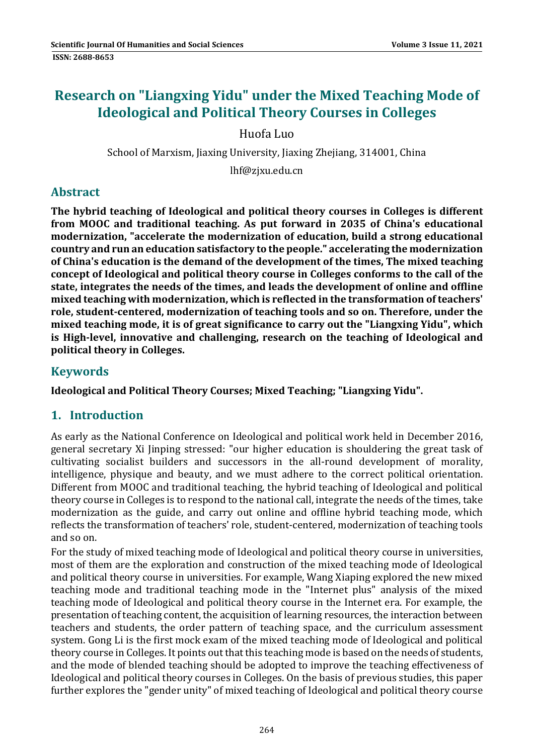# Research on "Liangxing Yidu" under the Mixed Teaching Mode of Ideological and Political Theory Courses in Colleges

Huofa Luo

School of Marxism, Jiaxing University, Jiaxing Zhejiang, 314001, China

lhf@zjxu.edu.cn

## Abstract

**The hybrid teaching of Ideological and political theory courses in Colleges is different from MOOC and traditional teaching. As put forward in 2035 of China's educational modernization, "accelerate the modernization of education, build a strong educational country and run an education satisfactory to the people." accelerating the modernization of China's education is the demand of the development of the times, The mixed teaching concept of Ideological and political theory course in Colleges conforms to the call of the state, integrates the needs of the times, and leads the development of online and offline mixed teaching with modernization, which is reflected in the transformation of teachers' role, student-centered, modernization of teaching tools and so on. Therefore, under the mixed teaching mode, it is of great significance to carry out the "Liangxing Yidu", which is High-level, innovative and challenging, research on the teaching of Ideological and political theory in Colleges.**

## Keywords

**Ideological and Political Theory Courses; Mixed Teaching; "Liangxing Yidu".**

## 1. Introduction

As early as the National Conference on Ideological and political work held in December 2016, general secretary Xi Jinping stressed: "our higher education is shouldering the great task of cultivating socialist builders and successors in the all-round development of morality, intelligence, physique and beauty, and we must adhere to the correct political orientation. Different from MOOC and traditional teaching, the hybrid teaching of Ideological and political theory course in Colleges is to respond to the national call, integrate the needs of the times, take modernization as the guide, and carry out online and offline hybrid teaching mode, which reflects the transformation of teachers' role, student-centered, modernization of teaching tools and so on.

For the study of mixed teaching mode of Ideological and political theory course in universities, most of them are the exploration and construction of the mixed teaching mode of Ideological and political theory course in universities. For example, Wang Xiaping explored the new mixed teaching mode and traditional teaching mode in the "Internet plus" analysis of the mixed teaching mode of Ideological and political theory course in the Internet era. For example, the presentation of teaching content, the acquisition of learning resources, the interaction between teachers and students, the order pattern of teaching space, and the curriculum assessment system. Gong Li is the first mock exam of the mixed teaching mode of Ideological and political theory course in Colleges. It points out that this teaching mode is based on the needs of students, and the mode of blended teaching should be adopted to improve the teaching effectiveness of Ideological and political theory courses in Colleges. On the basis of previous studies, this paper further explores the "gender unity" of mixed teaching of Ideological and political theory course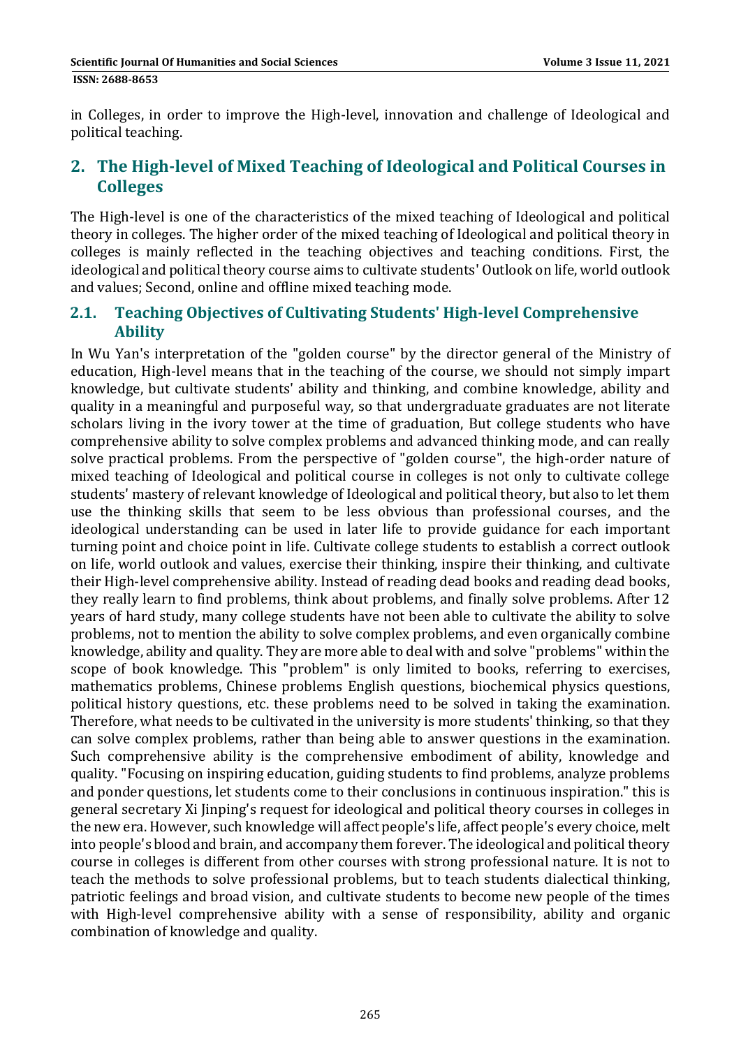in Colleges, in order to improve the High-level, innovation and challenge of Ideological and political teaching.

## 2. The High-level of Mixed Teaching of Ideological and Political Courses in Colleges

The High-level is one of the characteristics of the mixed teaching of Ideological and political theory in colleges. The higher order of the mixed teaching of Ideological and political theory in colleges is mainly reflected in the teaching objectives and teaching conditions. First, the ideological and political theory course aims to cultivate students' Outlook on life, world outlook and values; Second, online and offline mixed teaching mode.

### 2.1. Teaching Objectives of Cultivating Students' High-level Comprehensive Ability

In Wu Yan's interpretation of the "golden course" by the director general of the Ministry of education, High-level means that in the teaching of the course, we should not simply impart knowledge, but cultivate students' ability and thinking, and combine knowledge, ability and quality in a meaningful and purposeful way, so that undergraduate graduates are not literate scholars living in the ivory tower at the time of graduation, But college students who have comprehensive ability to solve complex problems and advanced thinking mode, and can really solve practical problems. From the perspective of "golden course", the high-order nature of mixed teaching of Ideological and political course in colleges is not only to cultivate college students' mastery of relevant knowledge of Ideological and political theory, but also to let them use the thinking skills that seem to be less obvious than professional courses, and the ideological understanding can be used in later life to provide guidance for each important turning point and choice point in life. Cultivate college students to establish a correct outlook on life, world outlook and values, exercise their thinking, inspire their thinking, and cultivate their High-level comprehensive ability. Instead of reading dead books and reading dead books, they really learn to find problems, think about problems, and finally solve problems. After 12 years of hard study, many college students have not been able to cultivate the ability to solve problems, not to mention the ability to solve complex problems, and even organically combine knowledge, ability and quality. They are more able to deal with and solve "problems" within the scope of book knowledge. This "problem" is only limited to books, referring to exercises, mathematics problems, Chinese problems English questions, biochemical physics questions, political history questions, etc. these problems need to be solved in taking the examination. Therefore, what needs to be cultivated in the university is more students' thinking, so that they can solve complex problems, rather than being able to answer questions in the examination. Such comprehensive ability is the comprehensive embodiment of ability, knowledge and quality. "Focusing on inspiring education, guiding students to find problems, analyze problems and ponder questions, let students come to their conclusions in continuous inspiration." this is general secretary Xi Jinping's request for ideological and political theory courses in colleges in the new era. However, such knowledge will affect people's life, affect people's every choice, melt into people's blood and brain, and accompany them forever. The ideological and political theory course in colleges is different from other courses with strong professional nature. It is not to teach the methods to solve professional problems, but to teach students dialectical thinking, patriotic feelings and broad vision, and cultivate students to become new people of the times with High-level comprehensive ability with a sense of responsibility, ability and organic combination of knowledge and quality.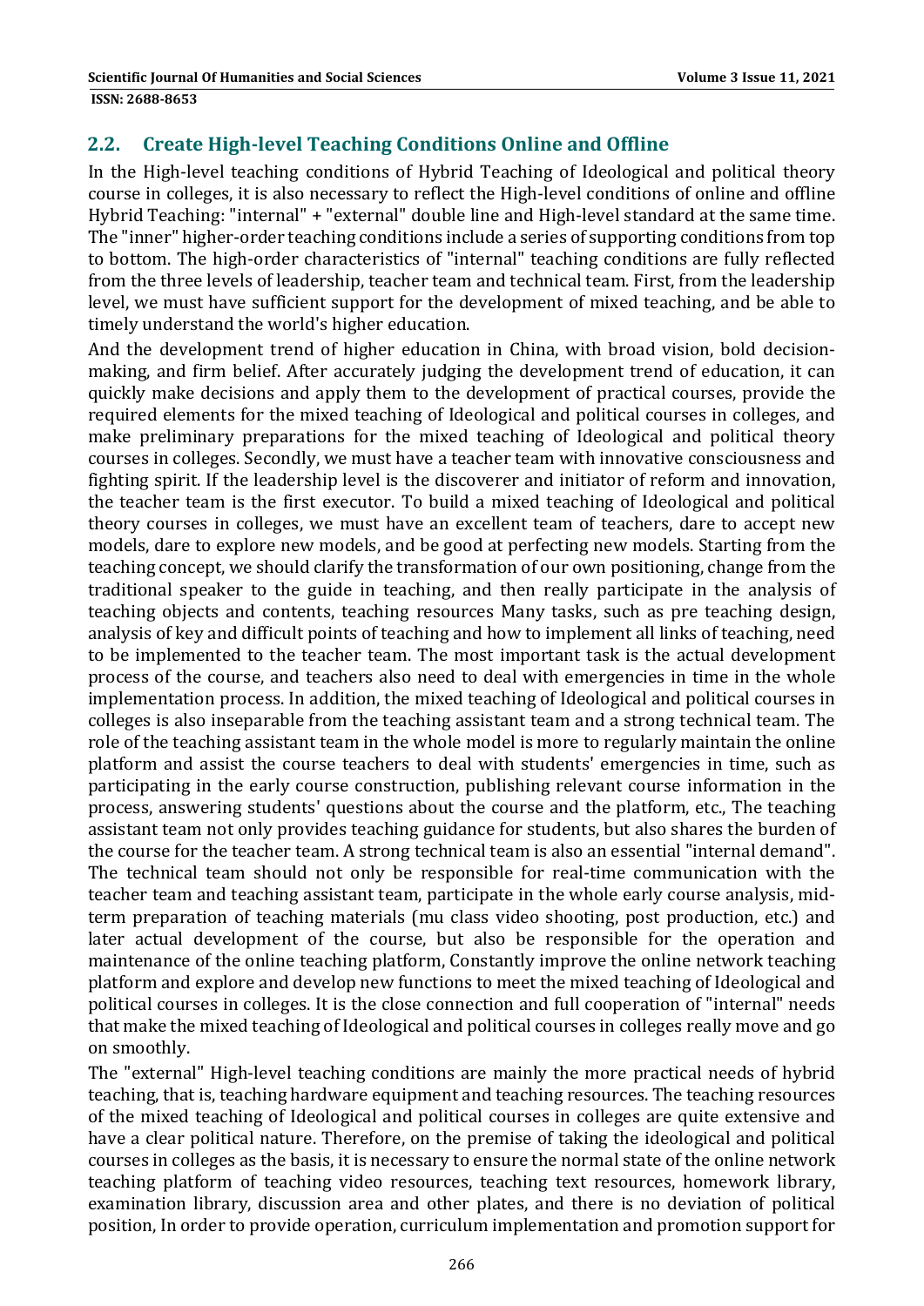## 2.2. Create High-level Teaching Conditions Online and Offline

In the High-level teaching conditions of Hybrid Teaching of Ideological and political theory course in colleges, it is also necessary to reflect the High-level conditions of online and offline Hybrid Teaching: "internal" + "external" double line and High-level standard at the same time. The "inner" higher-order teaching conditions include a series of supporting conditions from top to bottom. The high-order characteristics of "internal" teaching conditions are fully reflected from the three levels of leadership, teacher team and technical team. First, from the leadership level, we must have sufficient support for the development of mixed teaching, and be able to timely understand the world's higher education.

And the development trend of higher education in China, with broad vision, bold decision-making, and firm belief. After accurately judging the development trend of education, it can quickly make decisions and apply them to the development of practical courses, provide the required elements for the mixed teaching of Ideological and political courses in colleges, and make preliminary preparations for the mixed teaching of Ideological and political theory courses in colleges. Secondly, we must have a teacher team with innovative consciousness and fighting spirit. If the leadership level is the discoverer and initiator of reform and innovation, the teacher team is the first executor. To build a mixed teaching of Ideological and political theory courses in colleges, we must have an excellent team of teachers, dare to accept new models, dare to explore new models, and be good at perfecting new models. Starting from the teaching concept, we should clarify the transformation of our own positioning, change from the traditional speaker to the guide in teaching, and then really participate in the analysis of teaching objects and contents, teaching resources Many tasks, such as pre teaching design, analysis of key and difficult points of teaching and how to implement all links of teaching, need to be implemented to the teacher team. The most important task is the actual development process of the course, and teachers also need to deal with emergencies in time in the whole implementation process. In addition, the mixed teaching of Ideological and political courses in colleges is also inseparable from the teaching assistant team and a strong technical team. The role of the teaching assistant team in the whole model is more to regularly maintain the online platform and assist the course teachers to deal with students' emergencies in time, such as participating in the early course construction, publishing relevant course information in the process, answering students' questions about the course and the platform, etc., The teaching assistant team not only provides teaching guidance for students, but also shares the burden of the course for the teacher team. A strong technical team is also an essential "internal demand". The technical team should not only be responsible for real-time communication with the teacher team and teaching assistant team, participate in the whole early course analysis, mid-term preparation of teaching materials (mu class video shooting, post production, etc.) and later actual development of the course, but also be responsible for the operation and maintenance of the online teaching platform, Constantly improve the online network teaching platform and explore and develop new functions to meet the mixed teaching of Ideological and political courses in colleges. It is the close connection and full cooperation of "internal" needs that make the mixed teaching of Ideological and political courses in colleges really move and go on smoothly.

The "external" High-level teaching conditions are mainly the more practical needs of hybrid teaching, that is, teaching hardware equipment and teaching resources. The teaching resources of the mixed teaching of Ideological and political courses in colleges are quite extensive and have a clear political nature. Therefore, on the premise of taking the ideological and political courses in colleges as the basis, it is necessary to ensure the normal state of the online network teaching platform of teaching video resources, teaching text resources, homework library, examination library, discussion area and other plates, and there is no deviation of political position, In order to provide operation, curriculum implementation and promotion support for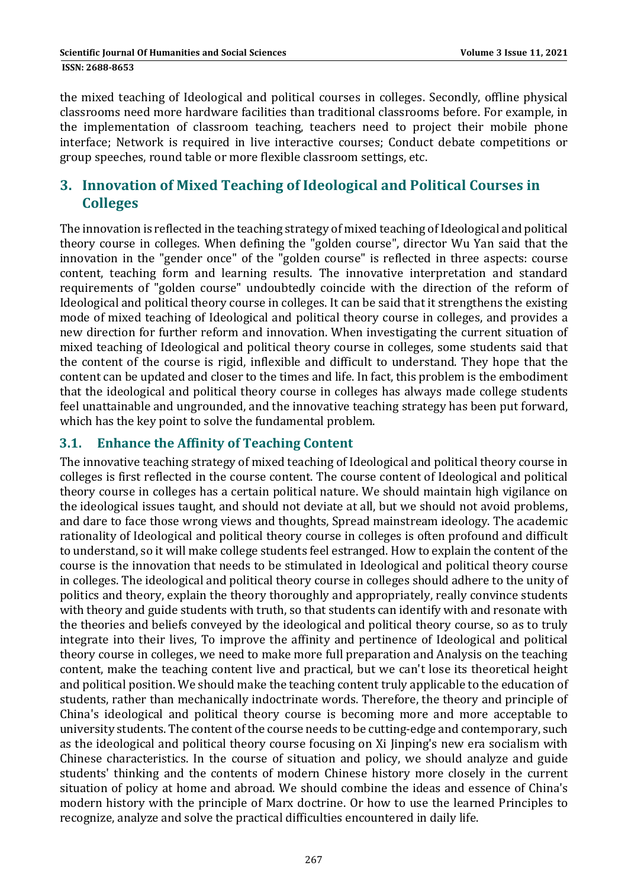the mixed teaching of Ideological and political courses in colleges. Secondly, offline physical classrooms need more hardware facilities than traditional classrooms before. For example, in the implementation of classroom teaching, teachers need to project their mobile phone interface; Network is required in live interactive courses; Conduct debate competitions or group speeches, round table or more flexible classroom settings, etc.

## 3. Innovation of Mixed Teaching of Ideological and Political Courses in Colleges

The innovation is reflected in the teaching strategy of mixed teaching of Ideological and political theory course in colleges. When defining the "golden course", director Wu Yan said that the innovation in the "gender once" of the "golden course" is reflected in three aspects: course content, teaching form and learning results. The innovative interpretation and standard requirements of "golden course" undoubtedly coincide with the direction of the reform of Ideological and political theory course in colleges. It can be said that it strengthens the existing mode of mixed teaching of Ideological and political theory course in colleges, and provides a new direction for further reform and innovation. When investigating the current situation of mixed teaching of Ideological and political theory course in colleges, some students said that the content of the course is rigid, inflexible and difficult to understand. They hope that the content can be updated and closer to the times and life. In fact, this problem is the embodiment that the ideological and political theory course in colleges has always made college students feel unattainable and ungrounded, and the innovative teaching strategy has been put forward, which has the key point to solve the fundamental problem.

### 3.1. Enhance the Affinity of Teaching Content

The innovative teaching strategy of mixed teaching of Ideological and political theory course in colleges is first reflected in the course content. The course content of Ideological and political theory course in colleges has a certain political nature. We should maintain high vigilance on the ideological issues taught, and should not deviate at all, but we should not avoid problems, and dare to face those wrong views and thoughts, Spread mainstream ideology. The academic rationality of Ideological and political theory course in colleges is often profound and difficult to understand, so it will make college students feel estranged. How to explain the content of the course is the innovation that needs to be stimulated in Ideological and political theory course in colleges. The ideological and political theory course in colleges should adhere to the unity of politics and theory, explain the theory thoroughly and appropriately, really convince students with theory and guide students with truth, so that students can identify with and resonate with the theories and beliefs conveyed by the ideological and political theory course, so as to truly integrate into their lives, To improve the affinity and pertinence of Ideological and political theory course in colleges, we need to make more full preparation and Analysis on the teaching content, make the teaching content live and practical, but we can't lose its theoretical height and political position. We should make the teaching content truly applicable to the education of students, rather than mechanically indoctrinate words. Therefore, the theory and principle of China's ideological and political theory course is becoming more and more acceptable to university students. The content of the course needs to be cutting-edge and contemporary, such as the ideological and political theory course focusing on Xi Jinping's new era socialism with Chinese characteristics. In the course of situation and policy, we should analyze and guide students' thinking and the contents of modern Chinese history more closely in the current situation of policy at home and abroad. We should combine the ideas and essence of China's modern history with the principle of Marx doctrine. Or how to use the learned Principles to recognize, analyze and solve the practical difficulties encountered in daily life.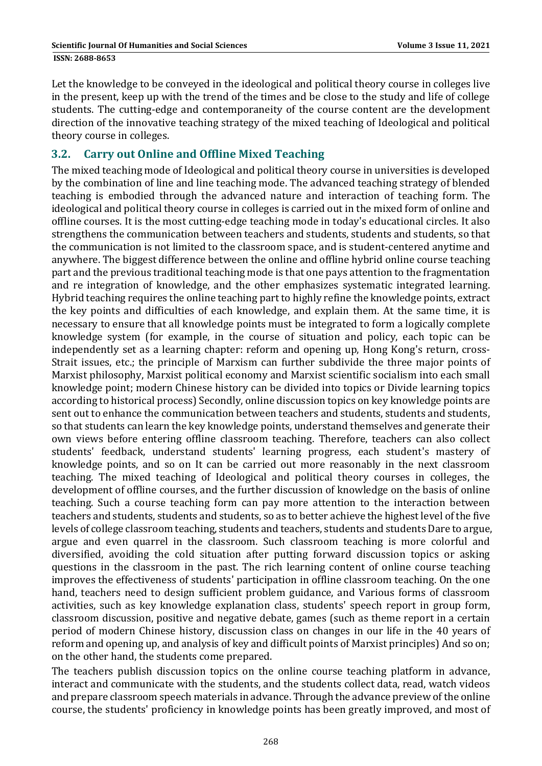Let the knowledge to be conveyed in the ideological and political theory course in colleges live in the present, keep up with the trend of the times and be close to the study and life of college students. The cutting-edge and contemporaneity of the course content are the development direction of the innovative teaching strategy of the mixed teaching of Ideological and political theory course in colleges.

## 3.2. Carry out Online and Offline Mixed Teaching

The mixed teaching mode of Ideological and political theory course in universities is developed by the combination of line and line teaching mode. The advanced teaching strategy of blended teaching is embodied through the advanced nature and interaction of teaching form. The ideological and political theory course in colleges is carried out in the mixed form of online and offline courses. It is the most cutting-edge teaching mode in today's educational circles. It also strengthens the communication between teachers and students, students and students, so that the communication is not limited to the classroom space, and is student-centered anytime and anywhere. The biggest difference between the online and offline hybrid online course teaching part and the previous traditional teaching mode is that one pays attention to the fragmentation and re integration of knowledge, and the other emphasizes systematic integrated learning. Hybrid teaching requires the online teaching part to highly refine the knowledge points, extract the key points and difficulties of each knowledge, and explain them. At the same time, it is necessary to ensure that all knowledge points must be integrated to form a logically complete knowledge system (for example, in the course of situation and policy, each topic can be independently set as a learning chapter: reform and opening up, Hong Kong's return, cross-Strait issues, etc.; the principle of Marxism can further subdivide the three major points of Marxist philosophy, Marxist political economy and Marxist scientific socialism into each small knowledge point; modern Chinese history can be divided into topics or Divide learning topics according to historical process) Secondly, online discussion topics on key knowledge points are sent out to enhance the communication between teachers and students, students and students, so that students can learn the key knowledge points, understand themselves and generate their own views before entering offline classroom teaching. Therefore, teachers can also collect students' feedback, understand students' learning progress, each student's mastery of knowledge points, and so on It can be carried out more reasonably in the next classroom teaching. The mixed teaching of Ideological and political theory courses in colleges, the development of offline courses, and the further discussion of knowledge on the basis of online teaching. Such a course teaching form can pay more attention to the interaction between teachers and students, students and students, so as to better achieve the highest level of the five levels of college classroom teaching, students and teachers, students and students Dare to argue, argue and even quarrel in the classroom. Such classroom teaching is more colorful and diversified, avoiding the cold situation after putting forward discussion topics or asking questions in the classroom in the past. The rich learning content of online course teaching improves the effectiveness of students' participation in offline classroom teaching. On the one hand, teachers need to design sufficient problem guidance, and Various forms of classroom activities, such as key knowledge explanation class, students' speech report in group form, classroom discussion, positive and negative debate, games (such as theme report in a certain period of modern Chinese history, discussion class on changes in our life in the 40 years of reform and opening up, and analysis of key and difficult points of Marxist principles) And so on; on the other hand, the students come prepared.

The teachers publish discussion topics on the online course teaching platform in advance, interact and communicate with the students, and the students collect data, read, watch videos and prepare classroom speech materials in advance. Through the advance preview of the online course, the students' proficiency in knowledge points has been greatly improved, and most of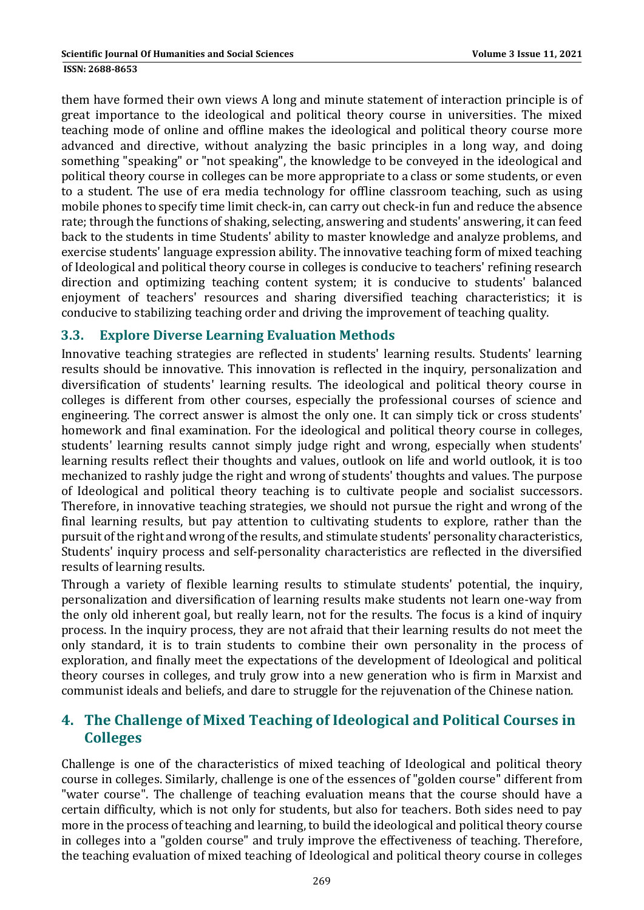them have formed their own views A long and minute statement of interaction principle is of great importance to the ideological and political theory course in universities. The mixed teaching mode of online and offline makes the ideological and political theory course more advanced and directive, without analyzing the basic principles in a long way, and doing something "speaking" or "not speaking", the knowledge to be conveyed in the ideological and political theory course in colleges can be more appropriate to a class or some students, or even to a student. The use of era media technology for offline classroom teaching, such as using mobile phones to specify time limit check-in, can carry out check-in fun and reduce the absence rate; through the functions of shaking, selecting, answering and students' answering, it can feed back to the students in time Students' ability to master knowledge and analyze problems, and exercise students' language expression ability. The innovative teaching form of mixed teaching of Ideological and political theory course in colleges is conducive to teachers' refining research direction and optimizing teaching content system; it is conducive to students' balanced enjoyment of teachers' resources and sharing diversified teaching characteristics; it is conducive to stabilizing teaching order and driving the improvement of teaching quality.

### 3.3. Explore Diverse Learning Evaluation Methods

Innovative teaching strategies are reflected in students' learning results. Students' learning results should be innovative. This innovation is reflected in the inquiry, personalization and diversification of students' learning results. The ideological and political theory course in colleges is different from other courses, especially the professional courses of science and engineering. The correct answer is almost the only one. It can simply tick or cross students' homework and final examination. For the ideological and political theory course in colleges, students' learning results cannot simply judge right and wrong, especially when students' learning results reflect their thoughts and values, outlook on life and world outlook, it is too mechanized to rashly judge the right and wrong of students' thoughts and values. The purpose of Ideological and political theory teaching is to cultivate people and socialist successors. Therefore, in innovative teaching strategies, we should not pursue the right and wrong of the final learning results, but pay attention to cultivating students to explore, rather than the pursuit of the right and wrong of the results, and stimulate students' personality characteristics, Students' inquiry process and self-personality characteristics are reflected in the diversified results of learning results.

Through a variety of flexible learning results to stimulate students' potential, the inquiry, personalization and diversification of learning results make students not learn one-way from the only old inherent goal, but really learn, not for the results. The focus is a kind of inquiry process. In the inquiry process, they are not afraid that their learning results do not meet the only standard, it is to train students to combine their own personality in the process of exploration, and finally meet the expectations of the development of Ideological and political theory courses in colleges, and truly grow into a new generation who is firm in Marxist and communist ideals and beliefs, and dare to struggle for the rejuvenation of the Chinese nation.

## 4. The Challenge of Mixed Teaching of Ideological and Political Courses in Colleges

Challenge is one of the characteristics of mixed teaching of Ideological and political theory course in colleges. Similarly, challenge is one of the essences of "golden course" different from "water course". The challenge of teaching evaluation means that the course should have a certain difficulty, which is not only for students, but also for teachers. Both sides need to pay more in the process of teaching and learning, to build the ideological and political theory course in colleges into a "golden course" and truly improve the effectiveness of teaching. Therefore, the teaching evaluation of mixed teaching of Ideological and political theory course in colleges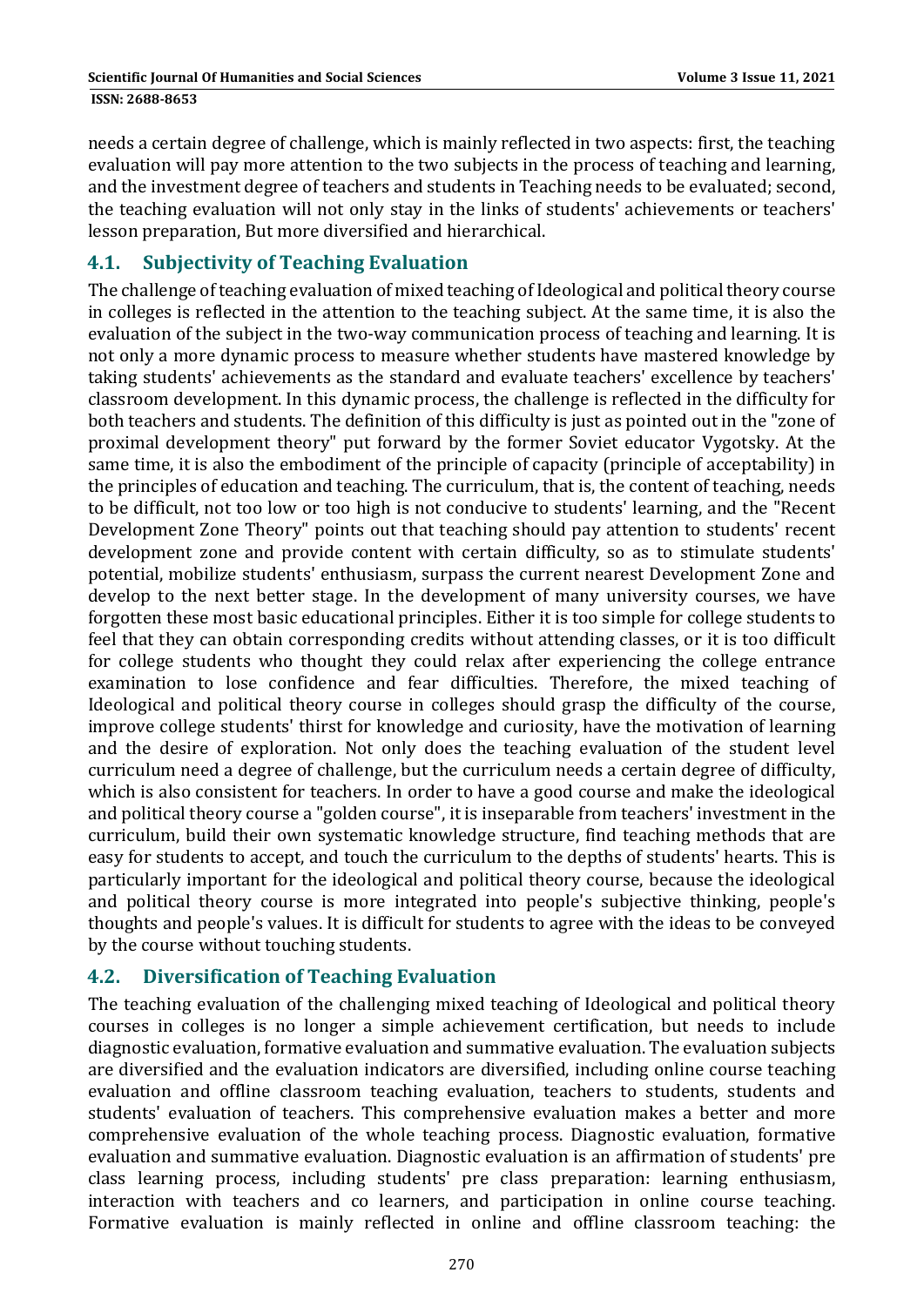needs a certain degree of challenge, which is mainly reflected in two aspects: first, the teaching evaluation will pay more attention to the two subjects in the process of teaching and learning, and the investment degree of teachers and students in Teaching needs to be evaluated; second, the teaching evaluation will not only stay in the links of students' achievements or teachers' lesson preparation, But more diversified and hierarchical.

## 4.1. Subjectivity of Teaching Evaluation

The challenge of teaching evaluation of mixed teaching of Ideological and political theory course in colleges is reflected in the attention to the teaching subject. At the same time, it is also the evaluation of the subject in the two-way communication process of teaching and learning. It is not only a more dynamic process to measure whether students have mastered knowledge by taking students' achievements as the standard and evaluate teachers' excellence by teachers' classroom development. In this dynamic process, the challenge is reflected in the difficulty for both teachers and students. The definition of this difficulty is just as pointed out in the "zone of proximal development theory" put forward by the former Soviet educator Vygotsky. At the same time, it is also the embodiment of the principle of capacity (principle of acceptability) in the principles of education and teaching. The curriculum, that is, the content of teaching, needs to be difficult, not too low or too high is not conducive to students' learning, and the "Recent Development Zone Theory" points out that teaching should pay attention to students' recent development zone and provide content with certain difficulty, so as to stimulate students' potential, mobilize students' enthusiasm, surpass the current nearest Development Zone and develop to the next better stage. In the development of many university courses, we have forgotten these most basic educational principles. Either it is too simple for college students to feel that they can obtain corresponding credits without attending classes, or it is too difficult for college students who thought they could relax after experiencing the college entrance examination to lose confidence and fear difficulties. Therefore, the mixed teaching of Ideological and political theory course in colleges should grasp the difficulty of the course, improve college students' thirst for knowledge and curiosity, have the motivation of learning and the desire of exploration. Not only does the teaching evaluation of the student level curriculum need a degree of challenge, but the curriculum needs a certain degree of difficulty, which is also consistent for teachers. In order to have a good course and make the ideological and political theory course a "golden course", it is inseparable from teachers' investment in the curriculum, build their own systematic knowledge structure, find teaching methods that are easy for students to accept, and touch the curriculum to the depths of students' hearts. This is particularly important for the ideological and political theory course, because the ideological and political theory course is more integrated into people's subjective thinking, people's thoughts and people's values. It is difficult for students to agree with the ideas to be conveyed by the course without touching students.

## 4.2. Diversification of Teaching Evaluation

The teaching evaluation of the challenging mixed teaching of Ideological and political theory courses in colleges is no longer a simple achievement certification, but needs to include diagnostic evaluation, formative evaluation and summative evaluation. The evaluation subjects are diversified and the evaluation indicators are diversified, including online course teaching evaluation and offline classroom teaching evaluation, teachers to students, students and students' evaluation of teachers. This comprehensive evaluation makes a better and more comprehensive evaluation of the whole teaching process. Diagnostic evaluation, formative evaluation and summative evaluation. Diagnostic evaluation is an affirmation of students' pre class learning process, including students' pre class preparation: learning enthusiasm, interaction with teachers and co learners, and participation in online course teaching. Formative evaluation is mainly reflected in online and offline classroom teaching: the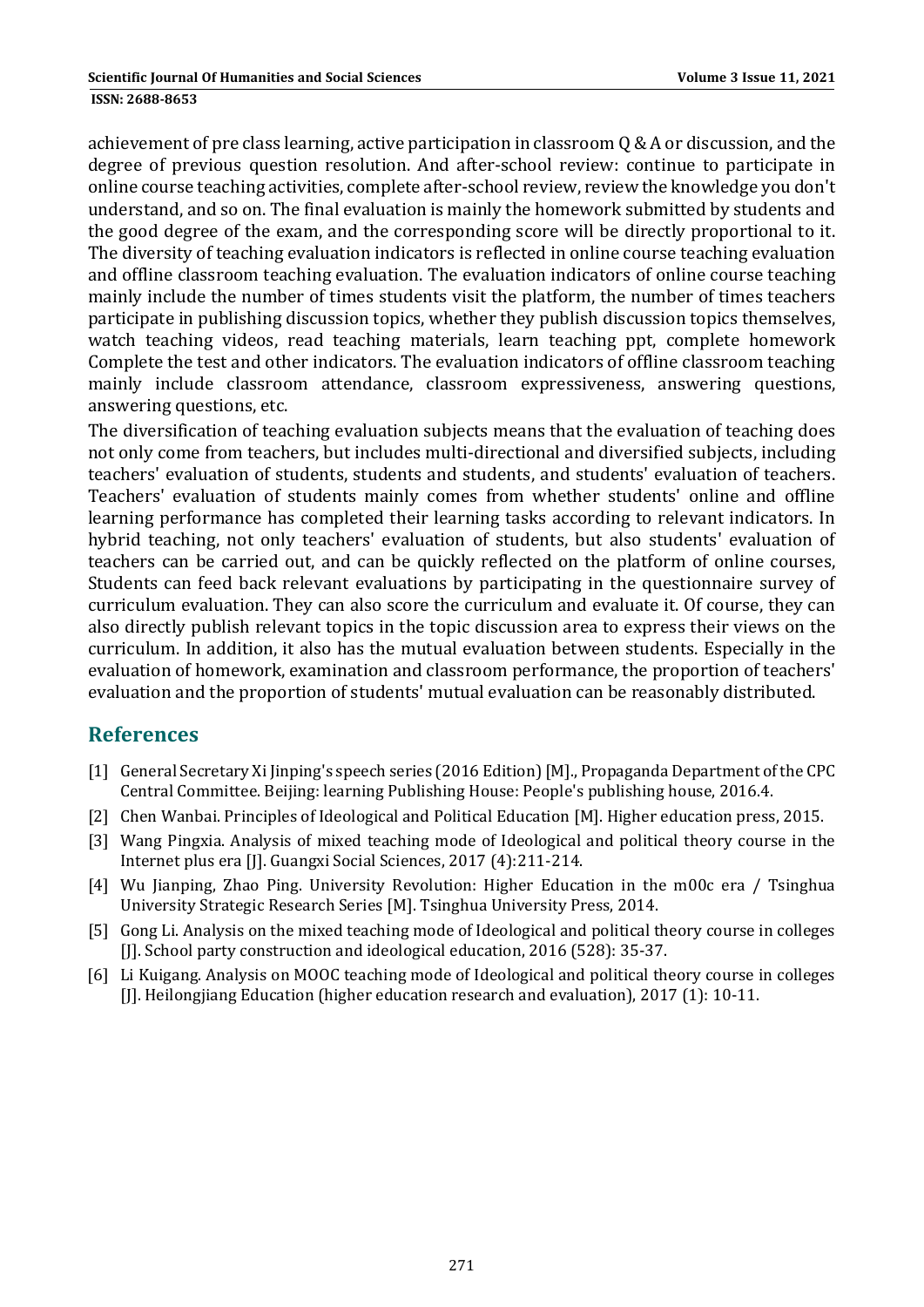achievement of pre class learning, active participation in classroom Q & A or discussion, and the degree of previous question resolution. And after-school review: continue to participate in online course teaching activities, complete after-school review, review the knowledge you don't understand, and so on. The final evaluation is mainly the homework submitted by students and the good degree of the exam, and the corresponding score will be directly proportional to it. The diversity of teaching evaluation indicators is reflected in online course teaching evaluation and offline classroom teaching evaluation. The evaluation indicators of online course teaching mainly include the number of times students visit the platform, the number of times teachers participate in publishing discussion topics, whether they publish discussion topics themselves, watch teaching videos, read teaching materials, learn teaching ppt, complete homework Complete the test and other indicators. The evaluation indicators of offline classroom teaching mainly include classroom attendance, classroom expressiveness, answering questions, answering questions, etc.

The diversification of teaching evaluation subjects means that the evaluation of teaching does not only come from teachers, but includes multi-directional and diversified subjects, including teachers' evaluation of students, students and students, and students' evaluation of teachers. Teachers' evaluation of students mainly comes from whether students' online and offline learning performance has completed their learning tasks according to relevant indicators. In hybrid teaching, not only teachers' evaluation of students, but also students' evaluation of teachers can be carried out, and can be quickly reflected on the platform of online courses, Students can feed back relevant evaluations by participating in the questionnaire survey of curriculum evaluation. They can also score the curriculum and evaluate it. Of course, they can also directly publish relevant topics in the topic discussion area to express their views on the curriculum. In addition, it also has the mutual evaluation between students. Especially in the evaluation of homework, examination and classroom performance, the proportion of teachers' evaluation and the proportion of students' mutual evaluation can be reasonably distributed.

## References

[1] General Secretary Xi Jinping's speech series (2016 Edition) [M]., Propaganda Department of the CPC Central Committee. Beijing: learning Publishing House: People's publishing house, 2016.4.

[2] Chen Wanbai. Principles of Ideological and Political Education [M]. Higher education press, 2015.

[3] Wang Pingxia. Analysis of mixed teaching mode of Ideological and political theory course in the Internet plus era [J]. Guangxi Social Sciences, 2017 (4):211-214.

[4] Wu Jianping, Zhao Ping. University Revolution: Higher Education in the m00c era / Tsinghua University Strategic Research Series [M]. Tsinghua University Press, 2014.

[5] Gong Li. Analysis on the mixed teaching mode of Ideological and political theory course in colleges [J]. School party construction and ideological education, 2016 (528): 35-37.

[6] Li Kuigang. Analysis on MOOC teaching mode of Ideological and political theory course in colleges [J]. Heilongjiang Education (higher education research and evaluation), 2017 (1): 10-11.